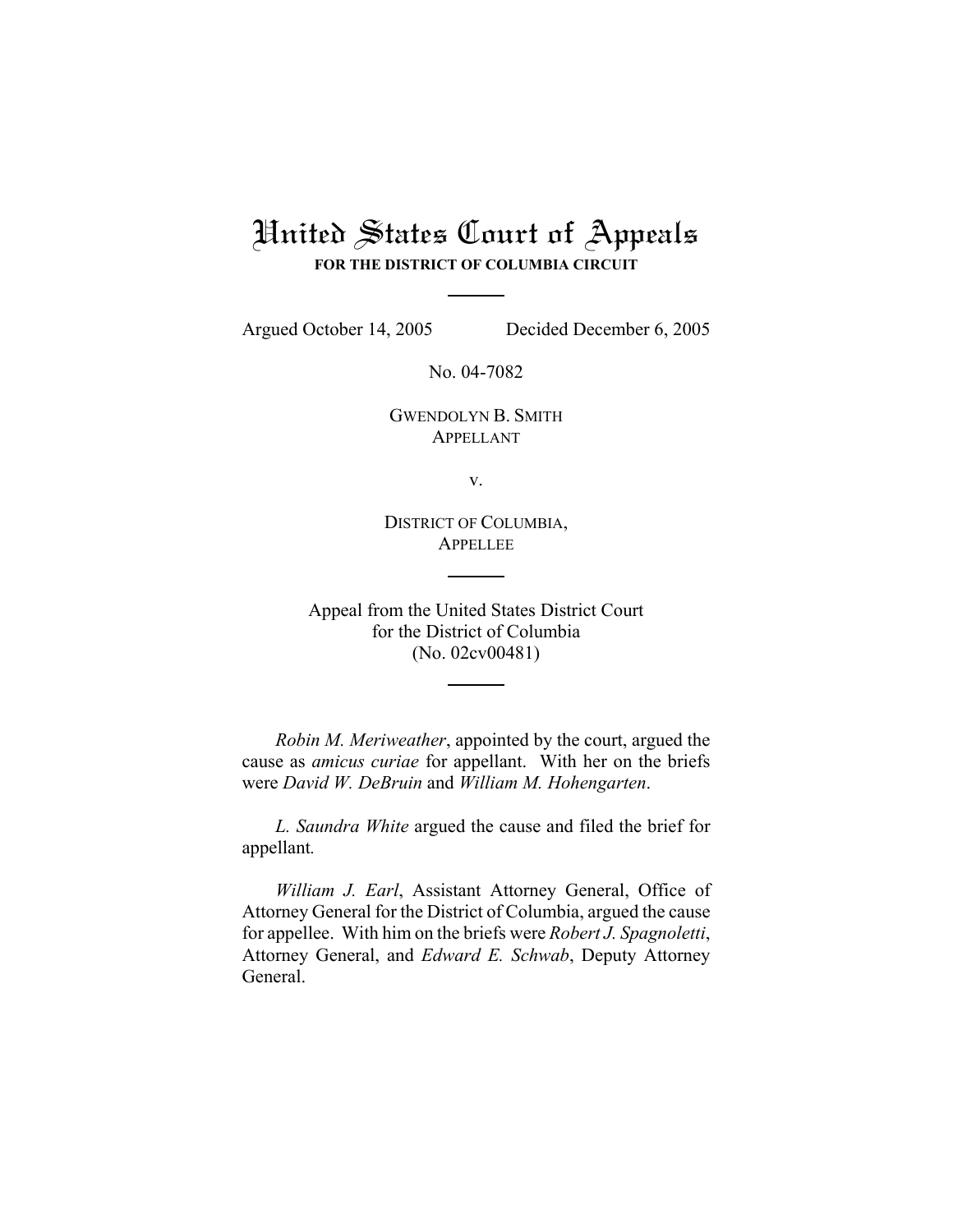# United States Court of Appeals

**FOR THE DISTRICT OF COLUMBIA CIRCUIT**

Argued October 14, 2005 Decided December 6, 2005

No. 04-7082

GWENDOLYN B. SMITH
APPELLANT

v.

DISTRICT OF COLUMBIA,
APPELLEE

Appeal from the United States District Court
for the District of Columbia
(No. 02cv00481)

*Robin M. Meriweather*, appointed by the court, argued the cause as *amicus curiae* for appellant. With her on the briefs were *David W. DeBruin* and *William M. Hohengarten*.

*L. Saundra White* argued the cause and filed the brief for appellant.

*William J. Earl*, Assistant Attorney General, Office of Attorney General for the District of Columbia, argued the cause for appellee. With him on the briefs were *Robert J. Spagnoletti*, Attorney General, and *Edward E. Schwab*, Deputy Attorney General.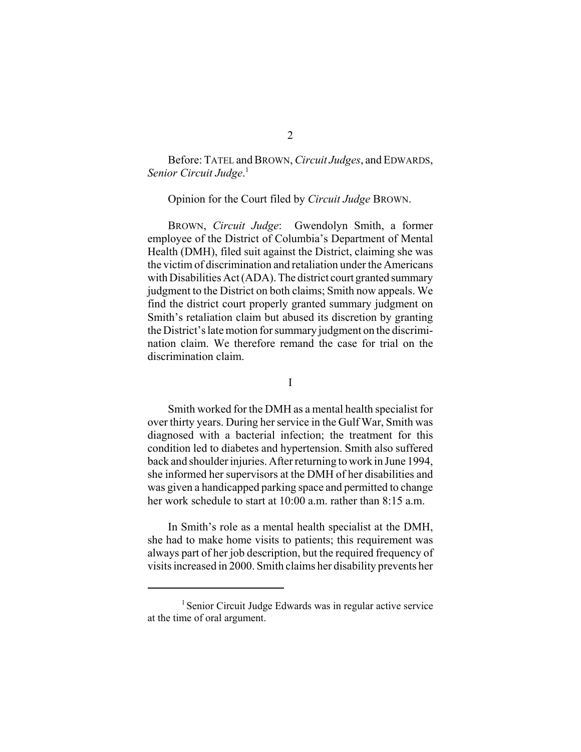Before: TATEL and BROWN, *Circuit Judges*, and EDWARDS, *Senior Circuit Judge*.[1]

Opinion for the Court filed by *Circuit Judge* BROWN.

BROWN, *Circuit Judge*: Gwendolyn Smith, a former employee of the District of Columbia's Department of Mental Health (DMH), filed suit against the District, claiming she was the victim of discrimination and retaliation under the Americans with Disabilities Act (ADA). The district court granted summary judgment to the District on both claims; Smith now appeals. We find the district court properly granted summary judgment on Smith's retaliation claim but abused its discretion by granting the District's late motion for summary judgment on the discrimination claim. We therefore remand the case for trial on the discrimination claim.

I

Smith worked for the DMH as a mental health specialist for over thirty years. During her service in the Gulf War, Smith was diagnosed with a bacterial infection; the treatment for this condition led to diabetes and hypertension. Smith also suffered back and shoulder injuries. After returning to work in June 1994, she informed her supervisors at the DMH of her disabilities and was given a handicapped parking space and permitted to change her work schedule to start at 10:00 a.m. rather than 8:15 a.m.

In Smith's role as a mental health specialist at the DMH, she had to make home visits to patients; this requirement was always part of her job description, but the required frequency of visits increased in 2000. Smith claims her disability prevents her

[1] Senior Circuit Judge Edwards was in regular active service at the time of oral argument.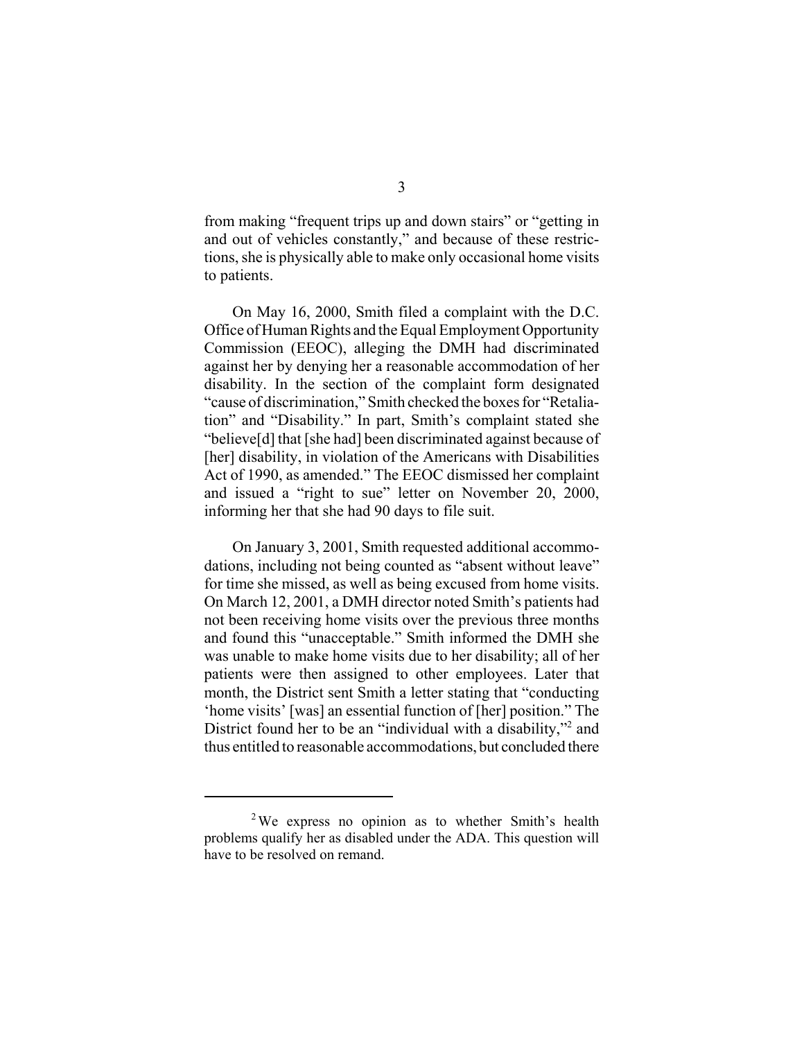from making "frequent trips up and down stairs" or "getting in and out of vehicles constantly," and because of these restrictions, she is physically able to make only occasional home visits to patients.

On May 16, 2000, Smith filed a complaint with the D.C. Office of Human Rights and the Equal Employment Opportunity Commission (EEOC), alleging the DMH had discriminated against her by denying her a reasonable accommodation of her disability. In the section of the complaint form designated "cause of discrimination," Smith checked the boxes for "Retaliation" and "Disability." In part, Smith's complaint stated she "believe[d] that [she had] been discriminated against because of [her] disability, in violation of the Americans with Disabilities Act of 1990, as amended." The EEOC dismissed her complaint and issued a "right to sue" letter on November 20, 2000, informing her that she had 90 days to file suit.

On January 3, 2001, Smith requested additional accommodations, including not being counted as "absent without leave" for time she missed, as well as being excused from home visits. On March 12, 2001, a DMH director noted Smith's patients had not been receiving home visits over the previous three months and found this "unacceptable." Smith informed the DMH she was unable to make home visits due to her disability; all of her patients were then assigned to other employees. Later that month, the District sent Smith a letter stating that "conducting 'home visits' [was] an essential function of [her] position." The District found her to be an "individual with a disability,"[2] and thus entitled to reasonable accommodations, but concluded there

[2] We express no opinion as to whether Smith's health problems qualify her as disabled under the ADA. This question will have to be resolved on remand.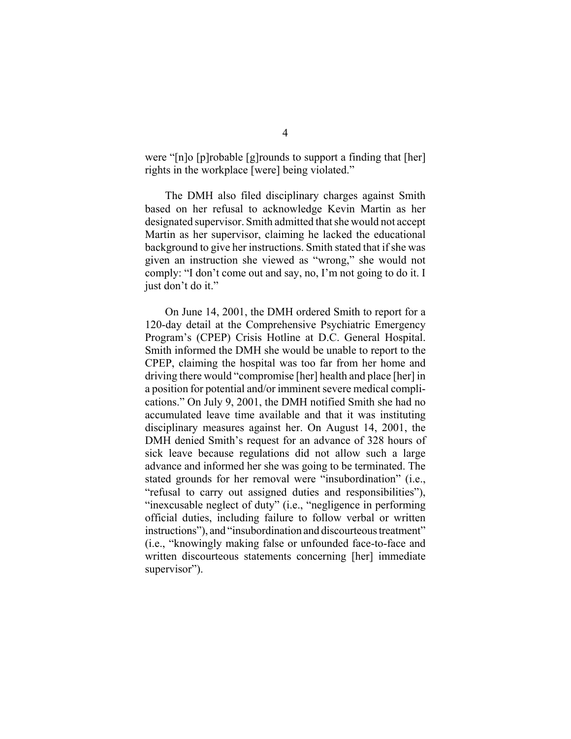were "[n]o [p]robable [g]rounds to support a finding that [her] rights in the workplace [were] being violated."

The DMH also filed disciplinary charges against Smith based on her refusal to acknowledge Kevin Martin as her designated supervisor. Smith admitted that she would not accept Martin as her supervisor, claiming he lacked the educational background to give her instructions. Smith stated that if she was given an instruction she viewed as "wrong," she would not comply: "I don't come out and say, no, I'm not going to do it. I just don't do it."

On June 14, 2001, the DMH ordered Smith to report for a 120-day detail at the Comprehensive Psychiatric Emergency Program's (CPEP) Crisis Hotline at D.C. General Hospital. Smith informed the DMH she would be unable to report to the CPEP, claiming the hospital was too far from her home and driving there would "compromise [her] health and place [her] in a position for potential and/or imminent severe medical complications." On July 9, 2001, the DMH notified Smith she had no accumulated leave time available and that it was instituting disciplinary measures against her. On August 14, 2001, the DMH denied Smith's request for an advance of 328 hours of sick leave because regulations did not allow such a large advance and informed her she was going to be terminated. The stated grounds for her removal were "insubordination" (i.e., "refusal to carry out assigned duties and responsibilities"), "inexcusable neglect of duty" (i.e., "negligence in performing official duties, including failure to follow verbal or written instructions"), and "insubordination and discourteous treatment" (i.e., "knowingly making false or unfounded face-to-face and written discourteous statements concerning [her] immediate supervisor").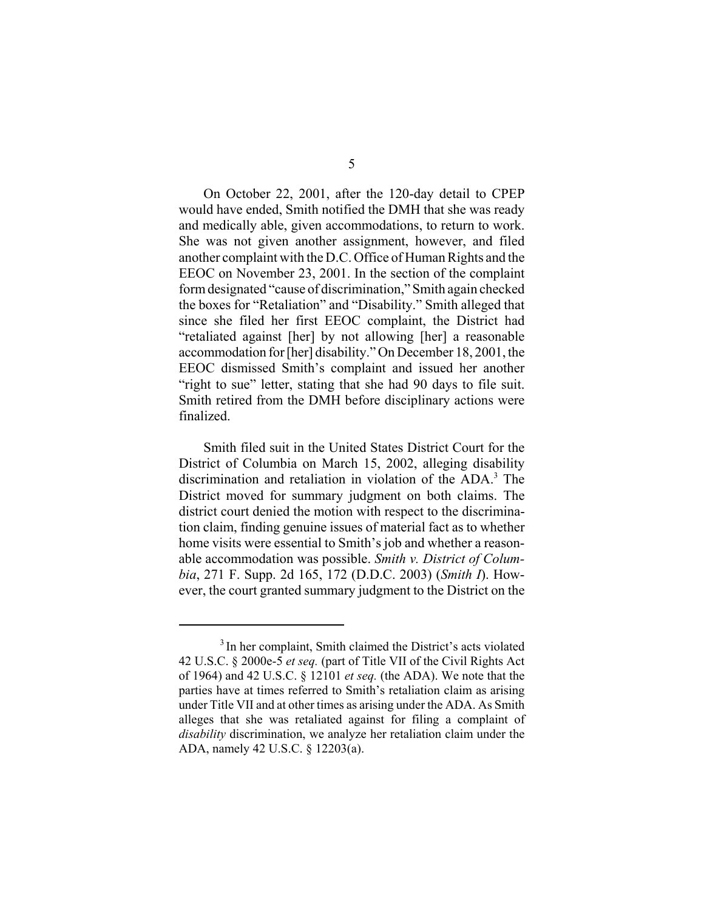On October 22, 2001, after the 120-day detail to CPEP would have ended, Smith notified the DMH that she was ready and medically able, given accommodations, to return to work. She was not given another assignment, however, and filed another complaint with the D.C. Office of Human Rights and the EEOC on November 23, 2001. In the section of the complaint form designated "cause of discrimination," Smith again checked the boxes for "Retaliation" and "Disability." Smith alleged that since she filed her first EEOC complaint, the District had "retaliated against [her] by not allowing [her] a reasonable accommodation for [her] disability." On December 18, 2001, the EEOC dismissed Smith's complaint and issued her another "right to sue" letter, stating that she had 90 days to file suit. Smith retired from the DMH before disciplinary actions were finalized.

Smith filed suit in the United States District Court for the District of Columbia on March 15, 2002, alleging disability discrimination and retaliation in violation of the ADA.[3] The District moved for summary judgment on both claims. The district court denied the motion with respect to the discrimination claim, finding genuine issues of material fact as to whether home visits were essential to Smith's job and whether a reasonable accommodation was possible. *Smith v. District of Columbia*, 271 F. Supp. 2d 165, 172 (D.D.C. 2003) (*Smith I*). However, the court granted summary judgment to the District on the

---

[3] In her complaint, Smith claimed the District's acts violated 42 U.S.C. § 2000e-5 *et seq.* (part of Title VII of the Civil Rights Act of 1964) and 42 U.S.C. § 12101 *et seq.* (the ADA). We note that the parties have at times referred to Smith's retaliation claim as arising under Title VII and at other times as arising under the ADA. As Smith alleges that she was retaliated against for filing a complaint of *disability* discrimination, we analyze her retaliation claim under the ADA, namely 42 U.S.C. § 12203(a).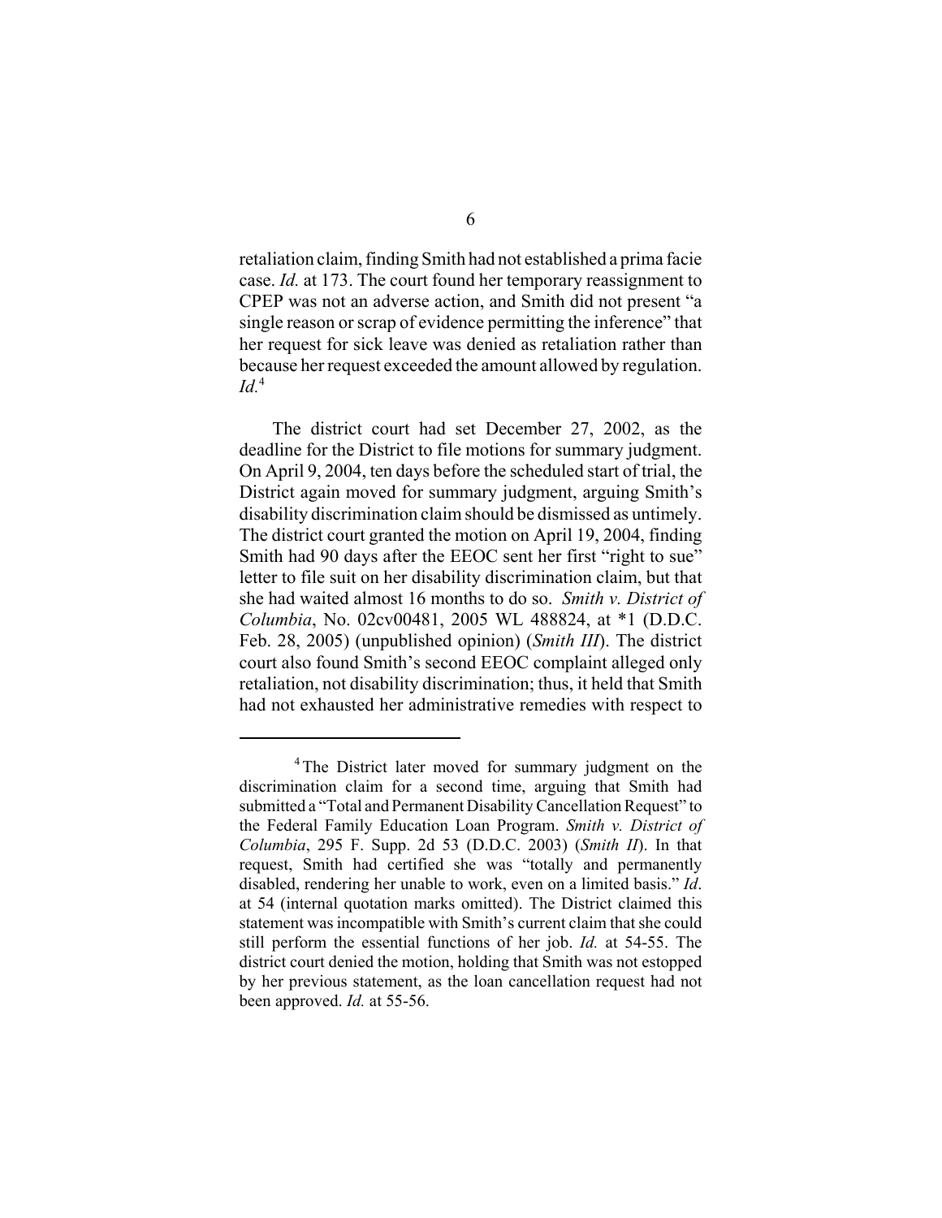retaliation claim, finding Smith had not established a prima facie case. *Id.* at 173. The court found her temporary reassignment to CPEP was not an adverse action, and Smith did not present "a single reason or scrap of evidence permitting the inference" that her request for sick leave was denied as retaliation rather than because her request exceeded the amount allowed by regulation. *Id.*[4]

The district court had set December 27, 2002, as the deadline for the District to file motions for summary judgment. On April 9, 2004, ten days before the scheduled start of trial, the District again moved for summary judgment, arguing Smith's disability discrimination claim should be dismissed as untimely. The district court granted the motion on April 19, 2004, finding Smith had 90 days after the EEOC sent her first "right to sue" letter to file suit on her disability discrimination claim, but that she had waited almost 16 months to do so. *Smith v. District of Columbia*, No. 02cv00481, 2005 WL 488824, at *1 (D.D.C. Feb. 28, 2005) (unpublished opinion) (*Smith III*). The district court also found Smith's second EEOC complaint alleged only retaliation, not disability discrimination; thus, it held that Smith had not exhausted her administrative remedies with respect to

[4] The District later moved for summary judgment on the discrimination claim for a second time, arguing that Smith had submitted a "Total and Permanent Disability Cancellation Request" to the Federal Family Education Loan Program. *Smith v. District of Columbia*, 295 F. Supp. 2d 53 (D.D.C. 2003) (*Smith II*). In that request, Smith had certified she was "totally and permanently disabled, rendering her unable to work, even on a limited basis." *Id*. at 54 (internal quotation marks omitted). The District claimed this statement was incompatible with Smith's current claim that she could still perform the essential functions of her job. *Id.* at 54-55. The district court denied the motion, holding that Smith was not estopped by her previous statement, as the loan cancellation request had not been approved. *Id.* at 55-56.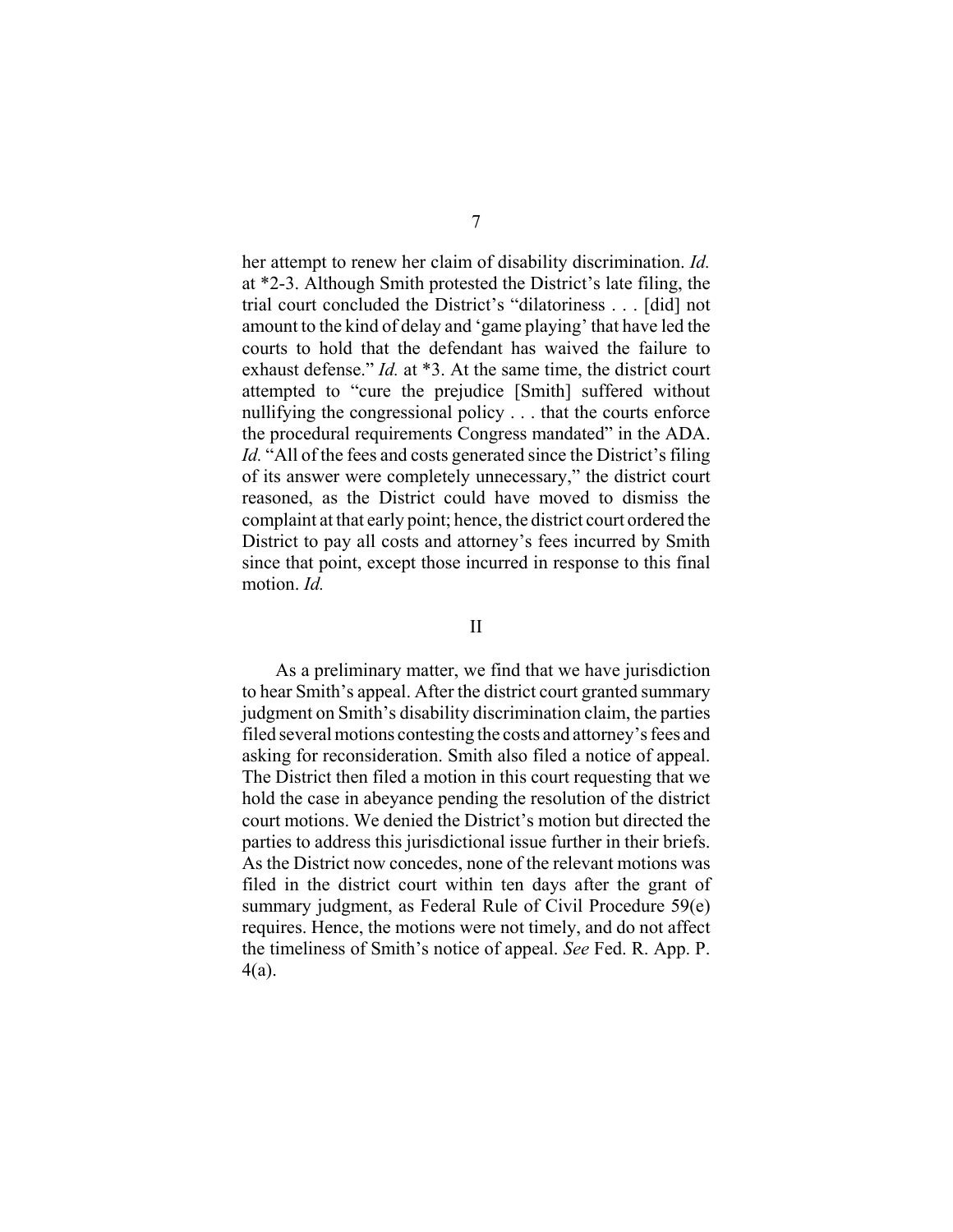her attempt to renew her claim of disability discrimination. *Id.* at *2-3. Although Smith protested the District's late filing, the trial court concluded the District's "dilatoriness . . . [did] not amount to the kind of delay and 'game playing' that have led the courts to hold that the defendant has waived the failure to exhaust defense." *Id.* at *3. At the same time, the district court attempted to "cure the prejudice [Smith] suffered without nullifying the congressional policy . . . that the courts enforce the procedural requirements Congress mandated" in the ADA. *Id.* "All of the fees and costs generated since the District's filing of its answer were completely unnecessary," the district court reasoned, as the District could have moved to dismiss the complaint at that early point; hence, the district court ordered the District to pay all costs and attorney's fees incurred by Smith since that point, except those incurred in response to this final motion. *Id.*

## II

As a preliminary matter, we find that we have jurisdiction to hear Smith's appeal. After the district court granted summary judgment on Smith's disability discrimination claim, the parties filed several motions contesting the costs and attorney's fees and asking for reconsideration. Smith also filed a notice of appeal. The District then filed a motion in this court requesting that we hold the case in abeyance pending the resolution of the district court motions. We denied the District's motion but directed the parties to address this jurisdictional issue further in their briefs. As the District now concedes, none of the relevant motions was filed in the district court within ten days after the grant of summary judgment, as Federal Rule of Civil Procedure 59(e) requires. Hence, the motions were not timely, and do not affect the timeliness of Smith's notice of appeal. *See* Fed. R. App. P. 4(a).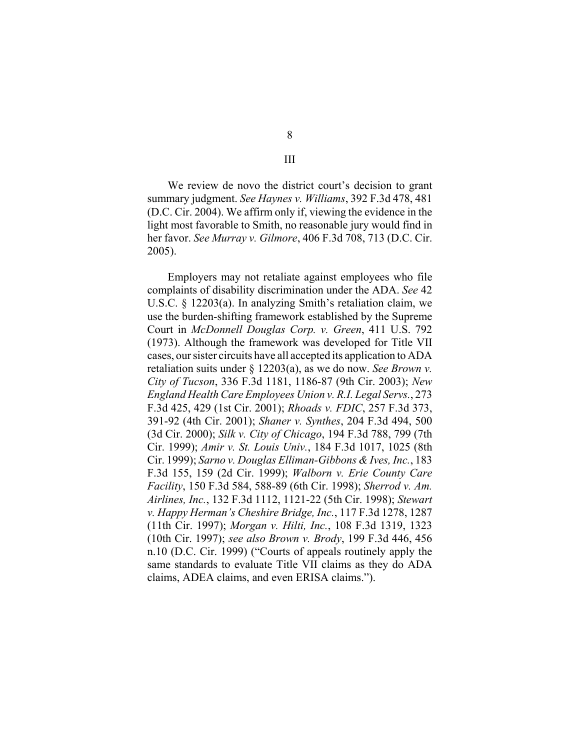## III

We review de novo the district court's decision to grant summary judgment. *See Haynes v. Williams*, 392 F.3d 478, 481 (D.C. Cir. 2004). We affirm only if, viewing the evidence in the light most favorable to Smith, no reasonable jury would find in her favor. *See Murray v. Gilmore*, 406 F.3d 708, 713 (D.C. Cir. 2005).

Employers may not retaliate against employees who file complaints of disability discrimination under the ADA. *See* 42 U.S.C. § 12203(a). In analyzing Smith's retaliation claim, we use the burden-shifting framework established by the Supreme Court in *McDonnell Douglas Corp. v. Green*, 411 U.S. 792 (1973). Although the framework was developed for Title VII cases, our sister circuits have all accepted its application to ADA retaliation suits under § 12203(a), as we do now. *See Brown v. City of Tucson*, 336 F.3d 1181, 1186-87 (9th Cir. 2003); *New England Health Care Employees Union v. R.I. Legal Servs.*, 273 F.3d 425, 429 (1st Cir. 2001); *Rhoads v. FDIC*, 257 F.3d 373, 391-92 (4th Cir. 2001); *Shaner v. Synthes*, 204 F.3d 494, 500 (3d Cir. 2000); *Silk v. City of Chicago*, 194 F.3d 788, 799 (7th Cir. 1999); *Amir v. St. Louis Univ.*, 184 F.3d 1017, 1025 (8th Cir. 1999); *Sarno v. Douglas Elliman-Gibbons & Ives, Inc.*, 183 F.3d 155, 159 (2d Cir. 1999); *Walborn v. Erie County Care Facility*, 150 F.3d 584, 588-89 (6th Cir. 1998); *Sherrod v. Am. Airlines, Inc.*, 132 F.3d 1112, 1121-22 (5th Cir. 1998); *Stewart v. Happy Herman's Cheshire Bridge, Inc.*, 117 F.3d 1278, 1287 (11th Cir. 1997); *Morgan v. Hilti, Inc.*, 108 F.3d 1319, 1323 (10th Cir. 1997); *see also Brown v. Brody*, 199 F.3d 446, 456 n.10 (D.C. Cir. 1999) ("Courts of appeals routinely apply the same standards to evaluate Title VII claims as they do ADA claims, ADEA claims, and even ERISA claims.").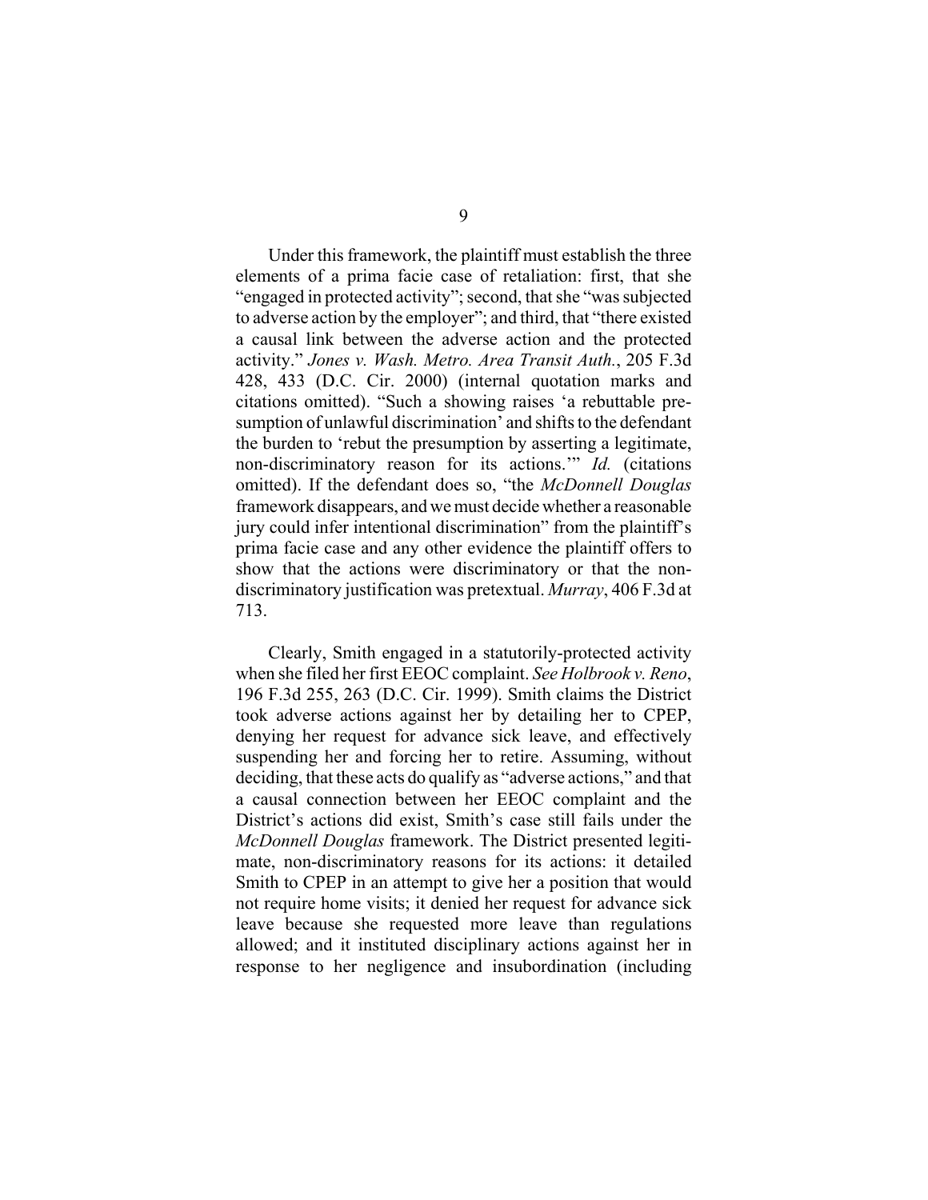Under this framework, the plaintiff must establish the three elements of a prima facie case of retaliation: first, that she "engaged in protected activity"; second, that she "was subjected to adverse action by the employer"; and third, that "there existed a causal link between the adverse action and the protected activity." *Jones v. Wash. Metro. Area Transit Auth.*, 205 F.3d 428, 433 (D.C. Cir. 2000) (internal quotation marks and citations omitted). "Such a showing raises 'a rebuttable presumption of unlawful discrimination' and shifts to the defendant the burden to 'rebut the presumption by asserting a legitimate, non-discriminatory reason for its actions.'" *Id.* (citations omitted). If the defendant does so, "the *McDonnell Douglas* framework disappears, and we must decide whether a reasonable jury could infer intentional discrimination" from the plaintiff's prima facie case and any other evidence the plaintiff offers to show that the actions were discriminatory or that the non-discriminatory justification was pretextual. *Murray*, 406 F.3d at 713.

Clearly, Smith engaged in a statutorily-protected activity when she filed her first EEOC complaint. *See Holbrook v. Reno*, 196 F.3d 255, 263 (D.C. Cir. 1999). Smith claims the District took adverse actions against her by detailing her to CPEP, denying her request for advance sick leave, and effectively suspending her and forcing her to retire. Assuming, without deciding, that these acts do qualify as "adverse actions," and that a causal connection between her EEOC complaint and the District's actions did exist, Smith's case still fails under the *McDonnell Douglas* framework. The District presented legitimate, non-discriminatory reasons for its actions: it detailed Smith to CPEP in an attempt to give her a position that would not require home visits; it denied her request for advance sick leave because she requested more leave than regulations allowed; and it instituted disciplinary actions against her in response to her negligence and insubordination (including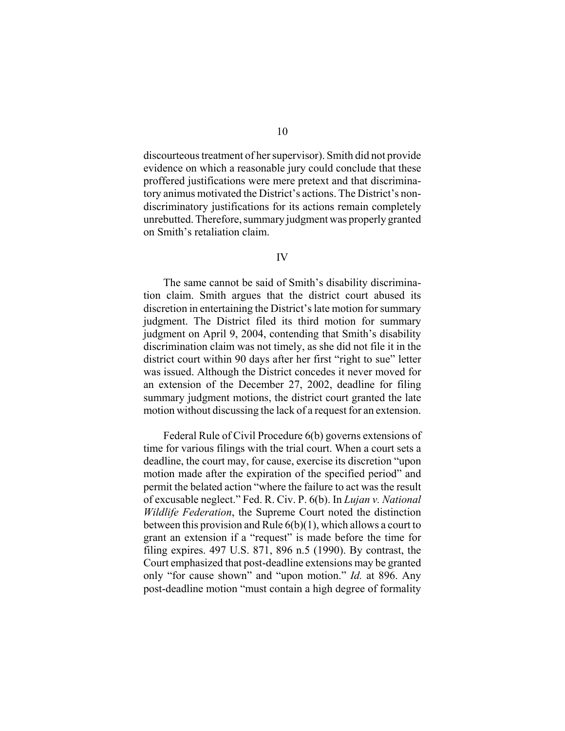discourteous treatment of her supervisor). Smith did not provide evidence on which a reasonable jury could conclude that these proffered justifications were mere pretext and that discriminatory animus motivated the District's actions. The District's non-discriminatory justifications for its actions remain completely unrebutted. Therefore, summary judgment was properly granted on Smith's retaliation claim.

## IV

The same cannot be said of Smith's disability discrimination claim. Smith argues that the district court abused its discretion in entertaining the District's late motion for summary judgment. The District filed its third motion for summary judgment on April 9, 2004, contending that Smith's disability discrimination claim was not timely, as she did not file it in the district court within 90 days after her first "right to sue" letter was issued. Although the District concedes it never moved for an extension of the December 27, 2002, deadline for filing summary judgment motions, the district court granted the late motion without discussing the lack of a request for an extension.

Federal Rule of Civil Procedure 6(b) governs extensions of time for various filings with the trial court. When a court sets a deadline, the court may, for cause, exercise its discretion "upon motion made after the expiration of the specified period" and permit the belated action "where the failure to act was the result of excusable neglect." Fed. R. Civ. P. 6(b). In *Lujan v. National Wildlife Federation*, the Supreme Court noted the distinction between this provision and Rule 6(b)(1), which allows a court to grant an extension if a "request" is made before the time for filing expires. 497 U.S. 871, 896 n.5 (1990). By contrast, the Court emphasized that post-deadline extensions may be granted only "for cause shown" and "upon motion." *Id.* at 896. Any post-deadline motion "must contain a high degree of formality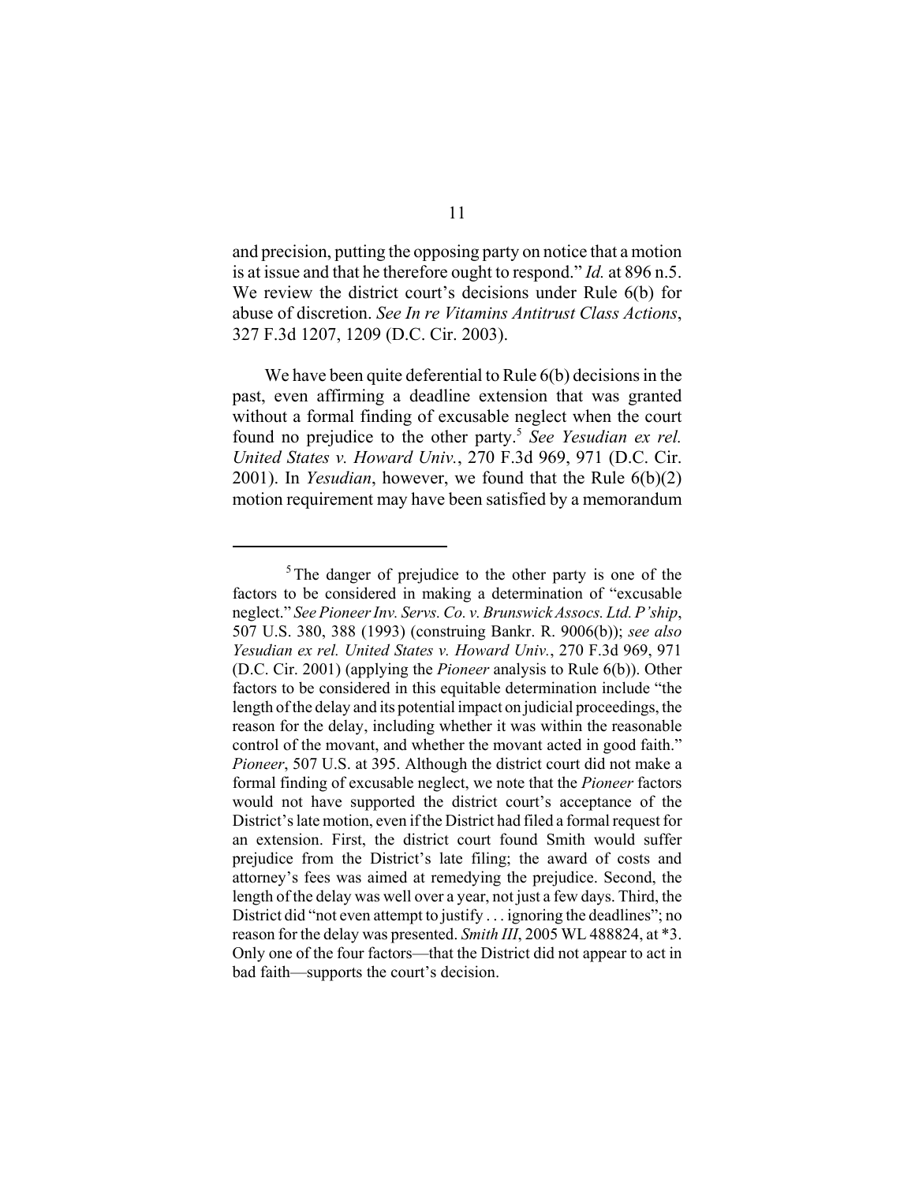and precision, putting the opposing party on notice that a motion is at issue and that he therefore ought to respond." *Id.* at 896 n.5. We review the district court's decisions under Rule 6(b) for abuse of discretion. *See In re Vitamins Antitrust Class Actions*, 327 F.3d 1207, 1209 (D.C. Cir. 2003).

We have been quite deferential to Rule 6(b) decisions in the past, even affirming a deadline extension that was granted without a formal finding of excusable neglect when the court found no prejudice to the other party.[5] *See Yesudian ex rel. United States v. Howard Univ.*, 270 F.3d 969, 971 (D.C. Cir. 2001). In *Yesudian*, however, we found that the Rule 6(b)(2) motion requirement may have been satisfied by a memorandum

---

[5] The danger of prejudice to the other party is one of the factors to be considered in making a determination of "excusable neglect." *See Pioneer Inv. Servs. Co. v. Brunswick Assocs. Ltd. P'ship*, 507 U.S. 380, 388 (1993) (construing Bankr. R. 9006(b)); *see also Yesudian ex rel. United States v. Howard Univ.*, 270 F.3d 969, 971 (D.C. Cir. 2001) (applying the *Pioneer* analysis to Rule 6(b)). Other factors to be considered in this equitable determination include "the length of the delay and its potential impact on judicial proceedings, the reason for the delay, including whether it was within the reasonable control of the movant, and whether the movant acted in good faith." *Pioneer*, 507 U.S. at 395. Although the district court did not make a formal finding of excusable neglect, we note that the *Pioneer* factors would not have supported the district court's acceptance of the District's late motion, even if the District had filed a formal request for an extension. First, the district court found Smith would suffer prejudice from the District's late filing; the award of costs and attorney's fees was aimed at remedying the prejudice. Second, the length of the delay was well over a year, not just a few days. Third, the District did "not even attempt to justify . . . ignoring the deadlines"; no reason for the delay was presented. *Smith III*, 2005 WL 488824, at *3. Only one of the four factors—that the District did not appear to act in bad faith—supports the court's decision.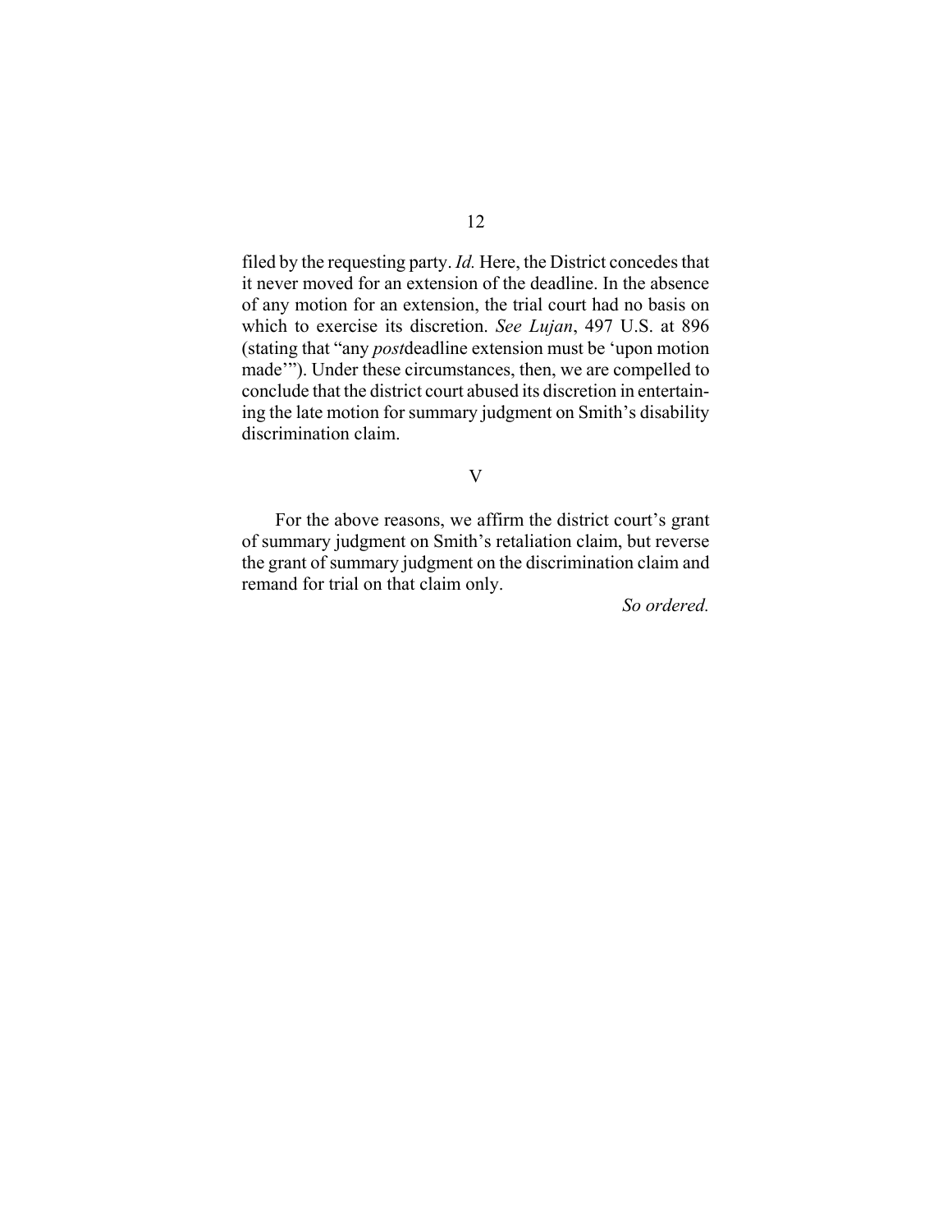filed by the requesting party. *Id.* Here, the District concedes that it never moved for an extension of the deadline. In the absence of any motion for an extension, the trial court had no basis on which to exercise its discretion. *See Lujan*, 497 U.S. at 896 (stating that "any *post*deadline extension must be 'upon motion made'"). Under these circumstances, then, we are compelled to conclude that the district court abused its discretion in entertaining the late motion for summary judgment on Smith's disability discrimination claim.

## V

For the above reasons, we affirm the district court's grant of summary judgment on Smith's retaliation claim, but reverse the grant of summary judgment on the discrimination claim and remand for trial on that claim only.

*So ordered.*